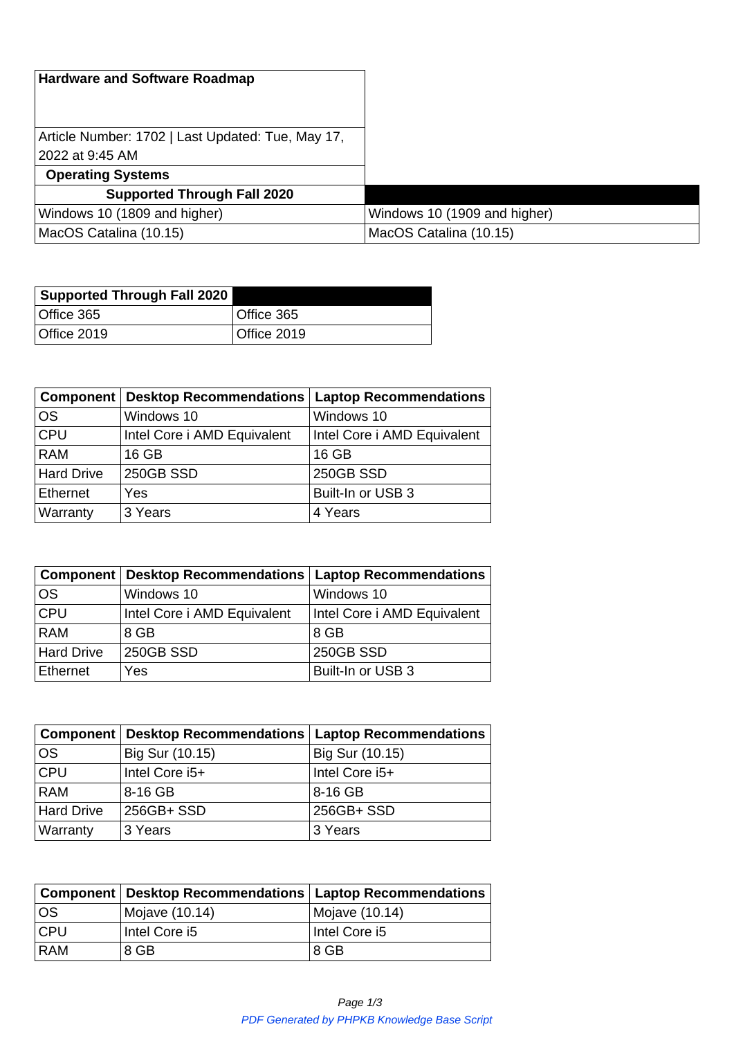# Hardware and Software Roadmap

Article Number: 1702 | Last Updated: Tue, May 17, 2022 at 9:45 AM

## Operating Systems

| Supported Through Fall 2020 | |
| --- | --- |
| Windows 10 (1809 and higher) | Windows 10 (1909 and higher) |
| MacOS Catalina (10.15) | MacOS Catalina (10.15) |

| Supported Through Fall 2020 | |
| --- | --- |
| Office 365 | Office 365 |
| Office 2019 | Office 2019 |

| Component | Desktop Recommendations | Laptop Recommendations |
| --- | --- | --- |
| OS | Windows 10 | Windows 10 |
| CPU | Intel Core i AMD Equivalent | Intel Core i AMD Equivalent |
| RAM | 16 GB | 16 GB |
| Hard Drive | 250GB SSD | 250GB SSD |
| Ethernet | Yes | Built-In or USB 3 |
| Warranty | 3 Years | 4 Years |

| Component | Desktop Recommendations | Laptop Recommendations |
| --- | --- | --- |
| OS | Windows 10 | Windows 10 |
| CPU | Intel Core i AMD Equivalent | Intel Core i AMD Equivalent |
| RAM | 8 GB | 8 GB |
| Hard Drive | 250GB SSD | 250GB SSD |
| Ethernet | Yes | Built-In or USB 3 |

| Component | Desktop Recommendations | Laptop Recommendations |
| --- | --- | --- |
| OS | Big Sur (10.15) | Big Sur (10.15) |
| CPU | Intel Core i5+ | Intel Core i5+ |
| RAM | 8-16 GB | 8-16 GB |
| Hard Drive | 256GB+ SSD | 256GB+ SSD |
| Warranty | 3 Years | 3 Years |

| Component | Desktop Recommendations | Laptop Recommendations |
| --- | --- | --- |
| OS | Mojave (10.14) | Mojave (10.14) |
| CPU | Intel Core i5 | Intel Core i5 |
| RAM | 8 GB | 8 GB |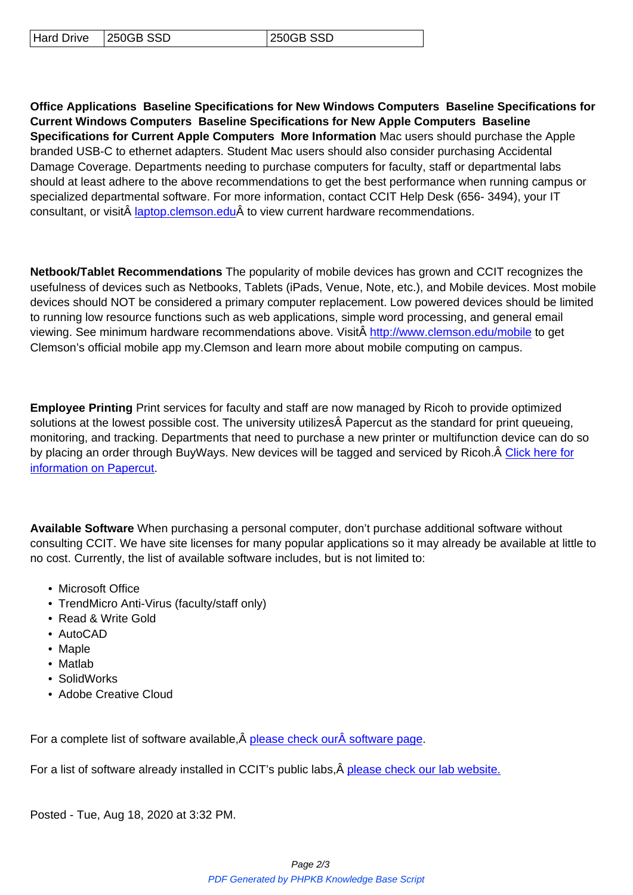| | | |
|---|---|---|
| Hard Drive | 250GB SSD | 250GB SSD |

**Office Applications  Baseline Specifications for New Windows Computers  Baseline Specifications for Current Windows Computers  Baseline Specifications for New Apple Computers  Baseline Specifications for Current Apple Computers  More Information** Mac users should purchase the Apple branded USB-C to ethernet adapters. Student Mac users should also consider purchasing Accidental Damage Coverage. Departments needing to purchase computers for faculty, staff or departmental labs should at least adhere to the above recommendations to get the best performance when running campus or specialized departmental software. For more information, contact CCIT Help Desk (656- 3494), your IT consultant, or visitÂ [laptop.clemson.edu](laptop.clemson.edu)Â to view current hardware recommendations.

**Netbook/Tablet Recommendations** The popularity of mobile devices has grown and CCIT recognizes the usefulness of devices such as Netbooks, Tablets (iPads, Venue, Note, etc.), and Mobile devices. Most mobile devices should NOT be considered a primary computer replacement. Low powered devices should be limited to running low resource functions such as web applications, simple word processing, and general email viewing. See minimum hardware recommendations above. VisitÂ [http://www.clemson.edu/mobile](http://www.clemson.edu/mobile) to get Clemson's official mobile app my.Clemson and learn more about mobile computing on campus.

**Employee Printing** Print services for faculty and staff are now managed by Ricoh to provide optimized solutions at the lowest possible cost. The university utilizesÂ Papercut as the standard for print queueing, monitoring, and tracking. Departments that need to purchase a new printer or multifunction device can do so by placing an order through BuyWays. New devices will be tagged and serviced by Ricoh.Â Click here for information on Papercut.

**Available Software** When purchasing a personal computer, don't purchase additional software without consulting CCIT. We have site licenses for many popular applications so it may already be available at little to no cost. Currently, the list of available software includes, but is not limited to:

- Microsoft Office
- TrendMicro Anti-Virus (faculty/staff only)
- Read & Write Gold
- AutoCAD
- Maple
- Matlab
- SolidWorks
- Adobe Creative Cloud

For a complete list of software available,Â please check ourÂ software page.

For a list of software already installed in CCIT's public labs,Â please check our lab website.

Posted - Tue, Aug 18, 2020 at 3:32 PM.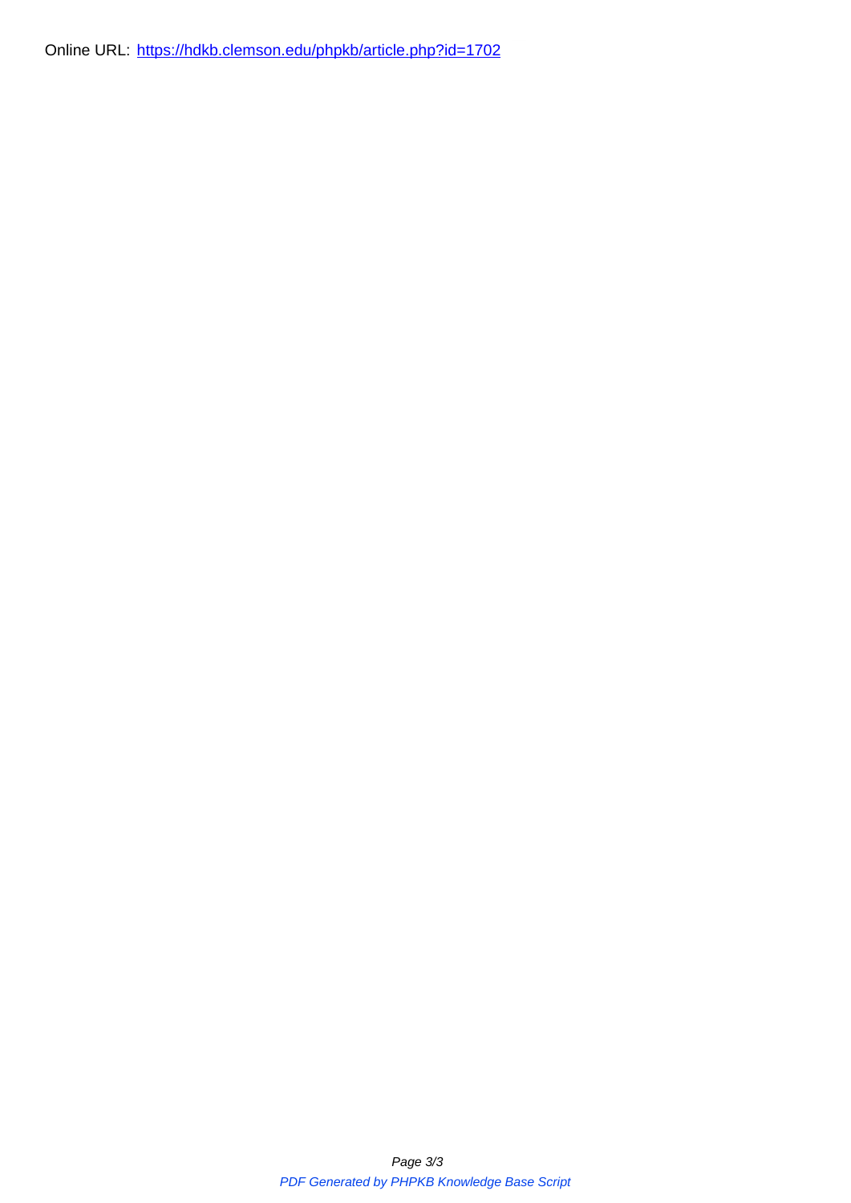Online URL: [https://hdkb.clemson.edu/phpkb/article.php?id=1702](https://hdkb.clemson.edu/phpkb/article.php?id=1702)